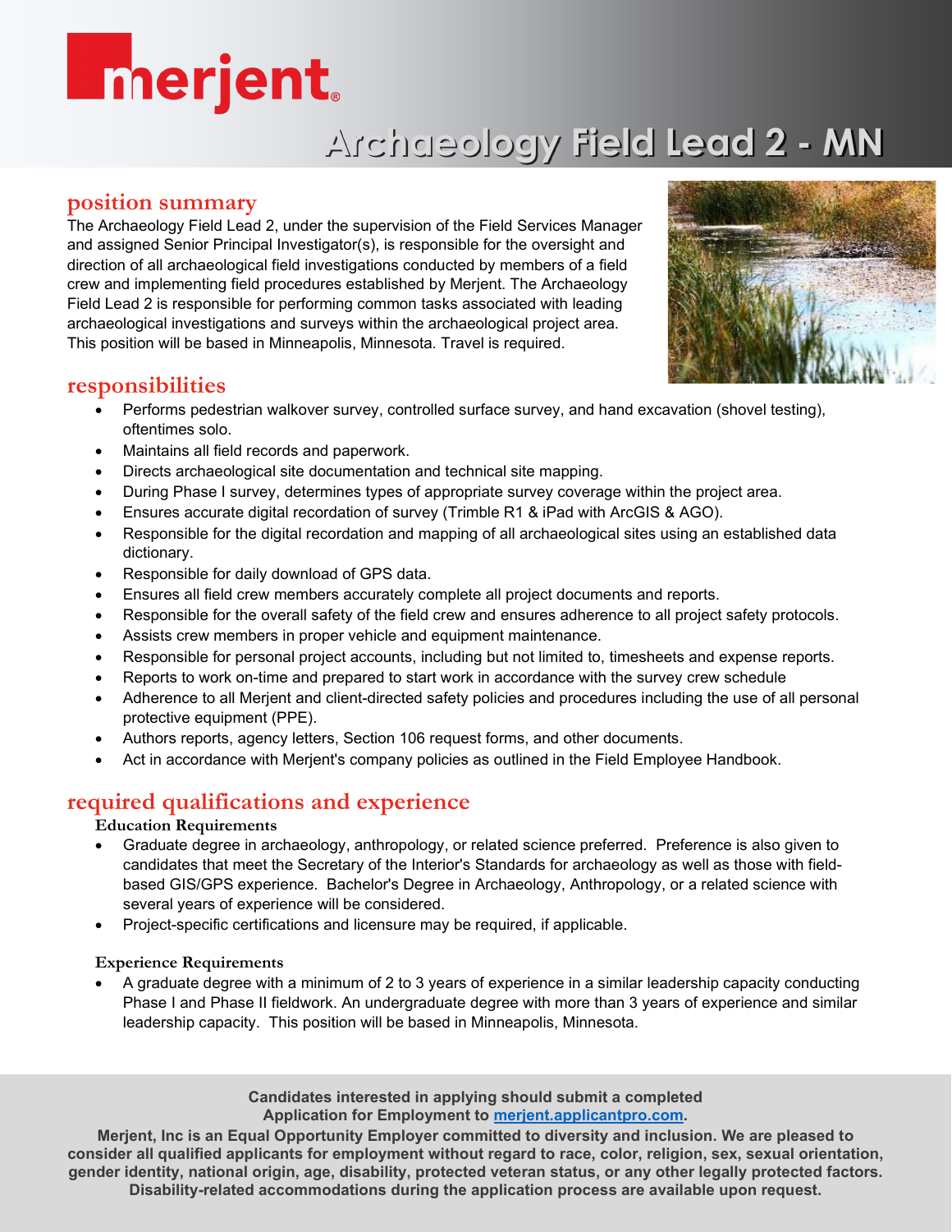merjent

# Archaeology Field Lead 2 - MN

## position summary

The Archaeology Field Lead 2, under the supervision of the Field Services Manager and assigned Senior Principal Investigator(s), is responsible for the oversight and direction of all archaeological field investigations conducted by members of a field crew and implementing field procedures established by Merjent. The Archaeology Field Lead 2 is responsible for performing common tasks associated with leading archaeological investigations and surveys within the archaeological project area. This position will be based in Minneapolis, Minnesota. Travel is required.

## responsibilities

- Performs pedestrian walkover survey, controlled surface survey, and hand excavation (shovel testing), oftentimes solo.
- Maintains all field records and paperwork.
- Directs archaeological site documentation and technical site mapping.
- During Phase I survey, determines types of appropriate survey coverage within the project area.
- Ensures accurate digital recordation of survey (Trimble R1 & iPad with ArcGIS & AGO).
- Responsible for the digital recordation and mapping of all archaeological sites using an established data dictionary.
- Responsible for daily download of GPS data.
- Ensures all field crew members accurately complete all project documents and reports.
- Responsible for the overall safety of the field crew and ensures adherence to all project safety protocols.
- Assists crew members in proper vehicle and equipment maintenance.
- Responsible for personal project accounts, including but not limited to, timesheets and expense reports.
- Reports to work on-time and prepared to start work in accordance with the survey crew schedule
- Adherence to all Merjent and client-directed safety policies and procedures including the use of all personal protective equipment (PPE).
- Authors reports, agency letters, Section 106 request forms, and other documents.
- Act in accordance with Merjent's company policies as outlined in the Field Employee Handbook.

## required qualifications and experience

### Education Requirements

- Graduate degree in archaeology, anthropology, or related science preferred. Preference is also given to candidates that meet the Secretary of the Interior's Standards for archaeology as well as those with field-based GIS/GPS experience. Bachelor's Degree in Archaeology, Anthropology, or a related science with several years of experience will be considered.
- Project-specific certifications and licensure may be required, if applicable.

### Experience Requirements

- A graduate degree with a minimum of 2 to 3 years of experience in a similar leadership capacity conducting Phase I and Phase II fieldwork. An undergraduate degree with more than 3 years of experience and similar leadership capacity. This position will be based in Minneapolis, Minnesota.

**Candidates interested in applying should submit a completed Application for Employment to merjent.applicantpro.com.**

**Merjent, Inc is an Equal Opportunity Employer committed to diversity and inclusion. We are pleased to consider all qualified applicants for employment without regard to race, color, religion, sex, sexual orientation, gender identity, national origin, age, disability, protected veteran status, or any other legally protected factors. Disability-related accommodations during the application process are available upon request.**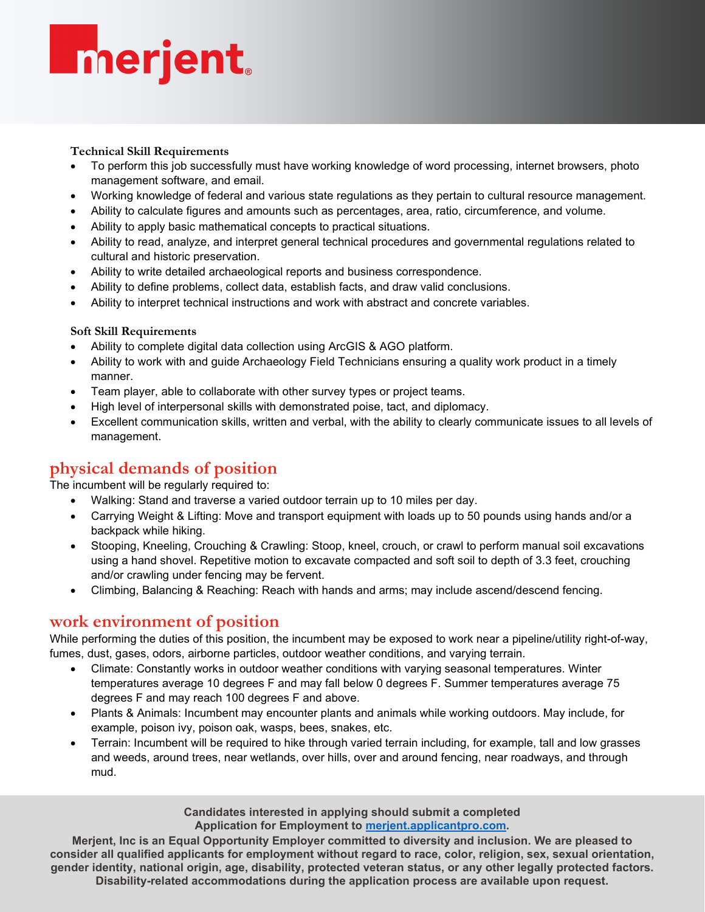**Technical Skill Requirements**

- To perform this job successfully must have working knowledge of word processing, internet browsers, photo management software, and email.
- Working knowledge of federal and various state regulations as they pertain to cultural resource management.
- Ability to calculate figures and amounts such as percentages, area, ratio, circumference, and volume.
- Ability to apply basic mathematical concepts to practical situations.
- Ability to read, analyze, and interpret general technical procedures and governmental regulations related to cultural and historic preservation.
- Ability to write detailed archaeological reports and business correspondence.
- Ability to define problems, collect data, establish facts, and draw valid conclusions.
- Ability to interpret technical instructions and work with abstract and concrete variables.

**Soft Skill Requirements**

- Ability to complete digital data collection using ArcGIS & AGO platform.
- Ability to work with and guide Archaeology Field Technicians ensuring a quality work product in a timely manner.
- Team player, able to collaborate with other survey types or project teams.
- High level of interpersonal skills with demonstrated poise, tact, and diplomacy.
- Excellent communication skills, written and verbal, with the ability to clearly communicate issues to all levels of management.

## physical demands of position

The incumbent will be regularly required to:

- Walking: Stand and traverse a varied outdoor terrain up to 10 miles per day.
- Carrying Weight & Lifting: Move and transport equipment with loads up to 50 pounds using hands and/or a backpack while hiking.
- Stooping, Kneeling, Crouching & Crawling: Stoop, kneel, crouch, or crawl to perform manual soil excavations using a hand shovel. Repetitive motion to excavate compacted and soft soil to depth of 3.3 feet, crouching and/or crawling under fencing may be fervent.
- Climbing, Balancing & Reaching: Reach with hands and arms; may include ascend/descend fencing.

## work environment of position

While performing the duties of this position, the incumbent may be exposed to work near a pipeline/utility right-of-way, fumes, dust, gases, odors, airborne particles, outdoor weather conditions, and varying terrain.

- Climate: Constantly works in outdoor weather conditions with varying seasonal temperatures. Winter temperatures average 10 degrees F and may fall below 0 degrees F. Summer temperatures average 75 degrees F and may reach 100 degrees F and above.
- Plants & Animals: Incumbent may encounter plants and animals while working outdoors. May include, for example, poison ivy, poison oak, wasps, bees, snakes, etc.
- Terrain: Incumbent will be required to hike through varied terrain including, for example, tall and low grasses and weeds, around trees, near wetlands, over hills, over and around fencing, near roadways, and through mud.

**Candidates interested in applying should submit a completed Application for Employment to [merjent.applicantpro.com](merjent.applicantpro.com).**

**Merjent, Inc is an Equal Opportunity Employer committed to diversity and inclusion. We are pleased to consider all qualified applicants for employment without regard to race, color, religion, sex, sexual orientation, gender identity, national origin, age, disability, protected veteran status, or any other legally protected factors. Disability-related accommodations during the application process are available upon request.**